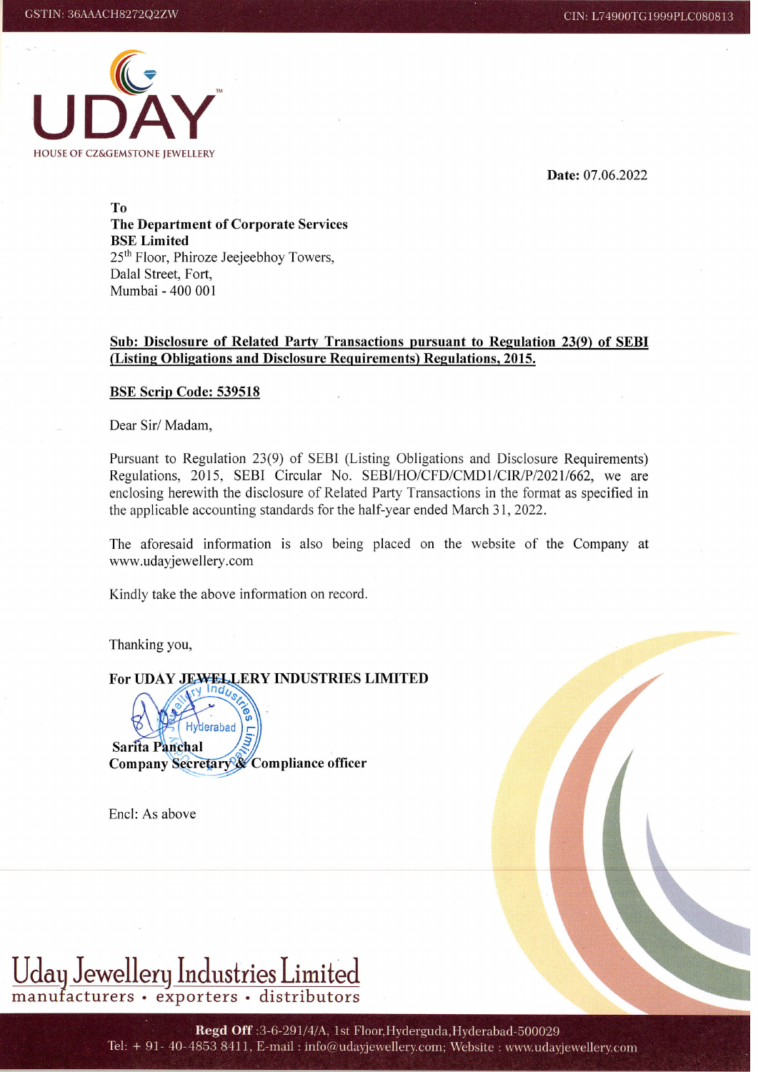GSTIN: 36AAACH8272Q2ZW

CIN: L74900TG1999PLC080813

UDAY

HOUSE OF CZ&GEMSTONE JEWELLERY

**Date:** 07.06.2022

**To**
**The Department of Corporate Services**
**BSE Limited**
25th Floor, Phiroze Jeejeebhoy Towers,
Dalal Street, Fort,
Mumbai - 400 001

**Sub: Disclosure of Related Party Transactions pursuant to Regulation 23(9) of SEBI (Listing Obligations and Disclosure Requirements) Regulations, 2015.**

**BSE Scrip Code: 539518**

Dear Sir/ Madam,

Pursuant to Regulation 23(9) of SEBI (Listing Obligations and Disclosure Requirements) Regulations, 2015, SEBI Circular No. SEBI/HO/CFD/CMD1/CIR/P/2021/662, we are enclosing herewith the disclosure of Related Party Transactions in the format as specified in the applicable accounting standards for the half-year ended March 31, 2022.

The aforesaid information is also being placed on the website of the Company at www.udayjewellery.com

Kindly take the above information on record.

Thanking you,

**For UDAY JEWELLERY INDUSTRIES LIMITED**

**Sarita Panchal**
**Company Secretary & Compliance officer**

Encl: As above

Uday Jewellery Industries Limited
manufacturers • exporters • distributors

**Regd Off** :3-6-291/4/A, 1st Floor,Hyderguda,Hyderabad-500029
Tel: + 91- 40-4853 8411, E-mail : info@udayjewellery.com; Website : www.udayjewellery.com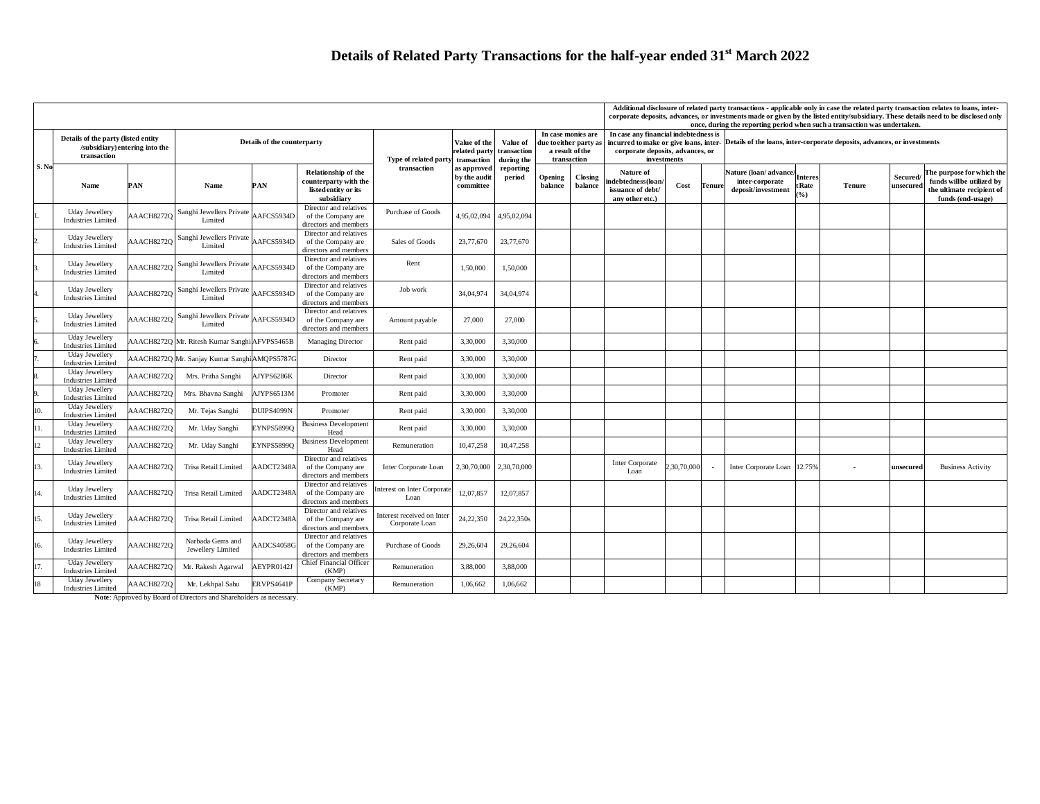# Details of Related Party Transactions for the half-year ended 31st March 2022

| S. No | Details of the party (listed entity /subsidiary) entering into the transaction | | Details of the counterparty | | | Type of related party transaction | Value of the related party transaction as approved by the audit committee | Value of transaction during the reporting period | In case monies are due to either party as a result of the transaction | | Additional disclosure of related party transactions - applicable only in case the related party transaction relates to loans, inter-corporate deposits, advances, or investments made or given by the listed entity/subsidiary. These details need to be disclosed only once, during the reporting period when such a transaction was undertaken. In case any financial indebtedness is incurred to make or give loans, inter-corporate deposits, advances, or investments | | | Details of the loans, inter-corporate deposits, advances, or investments | | | | |
|---|---|---|---|---|---|---|---|---|---|---|---|---|---|---|---|---|---|---|
| | Name | PAN | Name | PAN | Relationship of the counterparty with the listed entity or its subsidiary | | | | Opening balance | Closing balance | Nature of indebtedness (loan/ issuance of debt/ any other etc.) | Cost | Tenure | Nature (loan/ advance/ inter-corporate deposit/ investment | Interest Rate (%) | Tenure | Secured/ unsecured | The purpose for which the funds will be utilized by the ultimate recipient of funds (end-usage) |
| 1. | Uday Jewellery Industries Limited | AAACH8272Q | Sanghi Jewellers Private Limited | AAFCS5934D | Director and relatives of the Company are directors and members | Purchase of Goods | 4,95,02,094 | 4,95,02,094 | | | | | | | | | | |
| 2. | Uday Jewellery Industries Limited | AAACH8272Q | Sanghi Jewellers Private Limited | AAFCS5934D | Director and relatives of the Company are directors and members | Sales of Goods | 23,77,670 | 23,77,670 | | | | | | | | | | |
| 3. | Uday Jewellery Industries Limited | AAACH8272Q | Sanghi Jewellers Private Limited | AAFCS5934D | Director and relatives of the Company are directors and members | Rent | 1,50,000 | 1,50,000 | | | | | | | | | | |
| 4. | Uday Jewellery Industries Limited | AAACH8272Q | Sanghi Jewellers Private Limited | AAFCS5934D | Director and relatives of the Company are directors and members | Job work | 34,04,974 | 34,04,974 | | | | | | | | | | |
| 5. | Uday Jewellery Industries Limited | AAACH8272Q | Sanghi Jewellers Private Limited | AAFCS5934D | Director and relatives of the Company are directors and members | Amount payable | 27,000 | 27,000 | | | | | | | | | | |
| 6. | Uday Jewellery Industries Limited | AAACH8272Q | Mr. Ritesh Kumar Sanghi | AFVPS5465B | Managing Director | Rent paid | 3,30,000 | 3,30,000 | | | | | | | | | | |
| 7. | Uday Jewellery Industries Limited | AAACH8272Q | Mr. Sanjay Kumar Sanghi | AMQPS5787G | Director | Rent paid | 3,30,000 | 3,30,000 | | | | | | | | | | |
| 8. | Uday Jewellery Industries Limited | AAACH8272Q | Mrs. Pritha Sanghi | AJYPS6286K | Director | Rent paid | 3,30,000 | 3,30,000 | | | | | | | | | | |
| 9. | Uday Jewellery Industries Limited | AAACH8272Q | Mrs. Bhavna Sanghi | AJYPS6513M | Promoter | Rent paid | 3,30,000 | 3,30,000 | | | | | | | | | | |
| 10. | Uday Jewellery Industries Limited | AAACH8272Q | Mr. Tejas Sanghi | DUIPS4099N | Promoter | Rent paid | 3,30,000 | 3,30,000 | | | | | | | | | | |
| 11. | Uday Jewellery Industries Limited | AAACH8272Q | Mr. Uday Sanghi | EYNPS5899Q | Business Development Head | Rent paid | 3,30,000 | 3,30,000 | | | | | | | | | | |
| 12 | Uday Jewellery Industries Limited | AAACH8272Q | Mr. Uday Sanghi | EYNPS5899Q | Business Development Head | Remuneration | 10,47,258 | 10,47,258 | | | | | | | | | | |
| 13. | Uday Jewellery Industries Limited | AAACH8272Q | Trisa Retail Limited | AADCT2348A | Director and relatives of the Company are directors and members | Inter Corporate Loan | 2,30,70,000 | 2,30,70,000 | | | Inter Corporate Loan | 2,30,70,000 | - | Inter Corporate Loan | 12.75% | - | unsecured | Business Activity |
| 14. | Uday Jewellery Industries Limited | AAACH8272Q | Trisa Retail Limited | AADCT2348A | Director and relatives of the Company are directors and members | Interest on Inter Corporate Loan | 12,07,857 | 12,07,857 | | | | | | | | | | |
| 15. | Uday Jewellery Industries Limited | AAACH8272Q | Trisa Retail Limited | AADCT2348A | Director and relatives of the Company are directors and members | Interest received on Inter Corporate Loan | 24,22,350 | 24,22,350s | | | | | | | | | | |
| 16. | Uday Jewellery Industries Limited | AAACH8272Q | Narbada Gems and Jewellery Limited | AADCS4058G | Director and relatives of the Company are directors and members | Purchase of Goods | 29,26,604 | 29,26,604 | | | | | | | | | | |
| 17. | Uday Jewellery Industries Limited | AAACH8272Q | Mr. Rakesh Agarwal | AEYPR0142J | Chief Financial Officer (KMP) | Remuneration | 3,88,000 | 3,88,000 | | | | | | | | | | |
| 18 | Uday Jewellery Industries Limited | AAACH8272Q | Mr. Lekhpal Sahu | ERVPS4641P | Company Secretary (KMP) | Remuneration | 1,06,662 | 1,06,662 | | | | | | | | | | |

**Note**: Approved by Board of Directors and Shareholders as necessary.